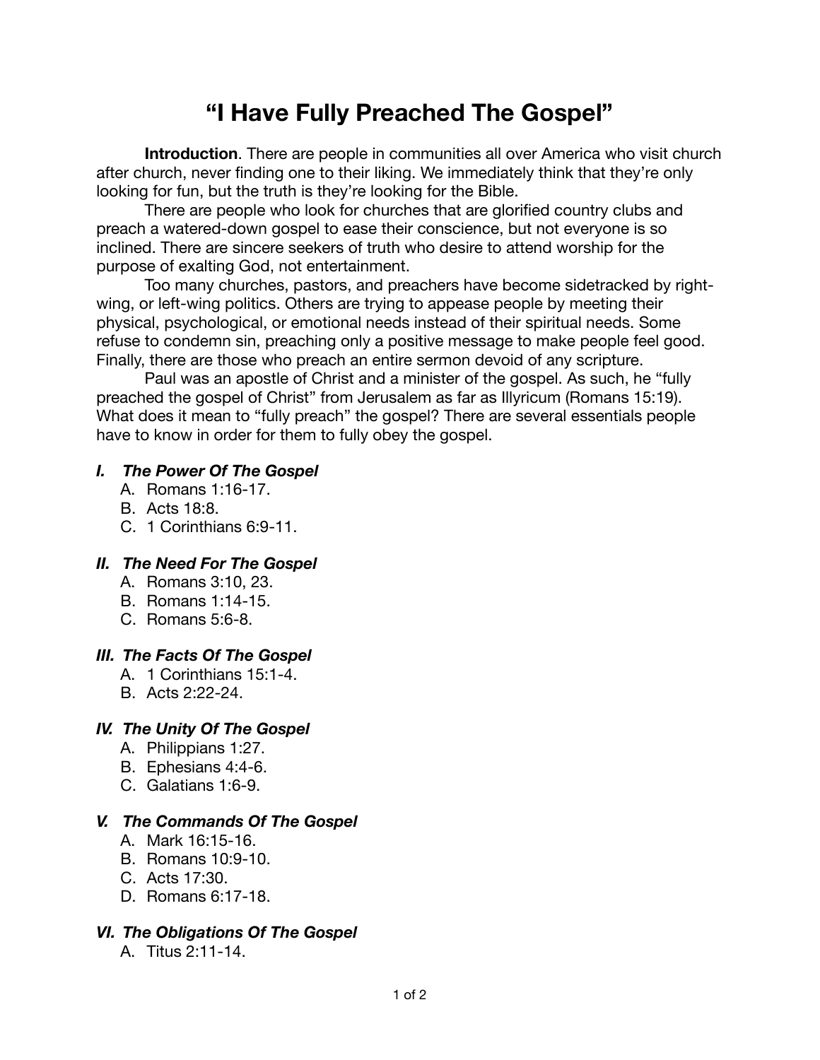# "I Have Fully Preached The Gospel"

**Introduction**. There are people in communities all over America who visit church after church, never finding one to their liking. We immediately think that they're only looking for fun, but the truth is they're looking for the Bible.

There are people who look for churches that are glorified country clubs and preach a watered-down gospel to ease their conscience, but not everyone is so inclined. There are sincere seekers of truth who desire to attend worship for the purpose of exalting God, not entertainment.

Too many churches, pastors, and preachers have become sidetracked by right-wing, or left-wing politics. Others are trying to appease people by meeting their physical, psychological, or emotional needs instead of their spiritual needs. Some refuse to condemn sin, preaching only a positive message to make people feel good. Finally, there are those who preach an entire sermon devoid of any scripture.

Paul was an apostle of Christ and a minister of the gospel. As such, he "fully preached the gospel of Christ" from Jerusalem as far as Illyricum (Romans 15:19). What does it mean to "fully preach" the gospel? There are several essentials people have to know in order for them to fully obey the gospel.

### *I. The Power Of The Gospel*

A. Romans 1:16-17.
B. Acts 18:8.
C. 1 Corinthians 6:9-11.

### *II. The Need For The Gospel*

A. Romans 3:10, 23.
B. Romans 1:14-15.
C. Romans 5:6-8.

### *III. The Facts Of The Gospel*

A. 1 Corinthians 15:1-4.
B. Acts 2:22-24.

### *IV. The Unity Of The Gospel*

A. Philippians 1:27.
B. Ephesians 4:4-6.
C. Galatians 1:6-9.

### *V. The Commands Of The Gospel*

A. Mark 16:15-16.
B. Romans 10:9-10.
C. Acts 17:30.
D. Romans 6:17-18.

### *VI. The Obligations Of The Gospel*

A. Titus 2:11-14.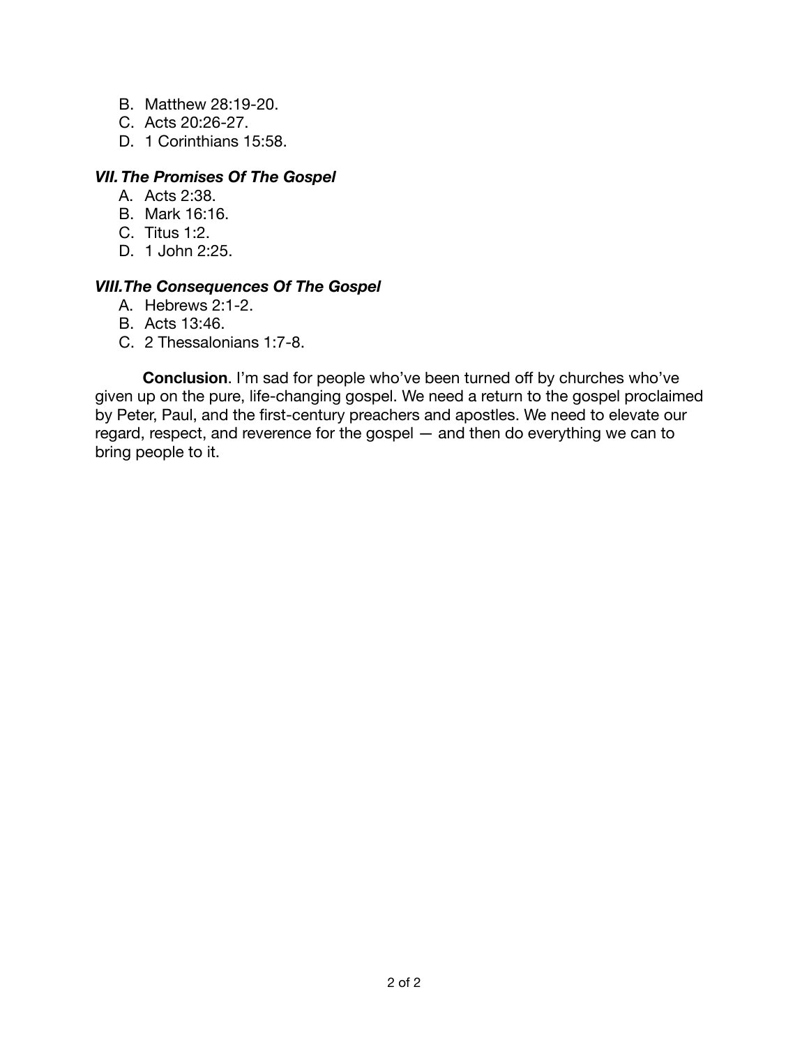B. Matthew 28:19-20.
C. Acts 20:26-27.
D. 1 Corinthians 15:58.

### *VII. The Promises Of The Gospel*

A. Acts 2:38.
B. Mark 16:16.
C. Titus 1:2.
D. 1 John 2:25.

### *VIII. The Consequences Of The Gospel*

A. Hebrews 2:1-2.
B. Acts 13:46.
C. 2 Thessalonians 1:7-8.

**Conclusion**. I'm sad for people who've been turned off by churches who've given up on the pure, life-changing gospel. We need a return to the gospel proclaimed by Peter, Paul, and the first-century preachers and apostles. We need to elevate our regard, respect, and reverence for the gospel — and then do everything we can to bring people to it.